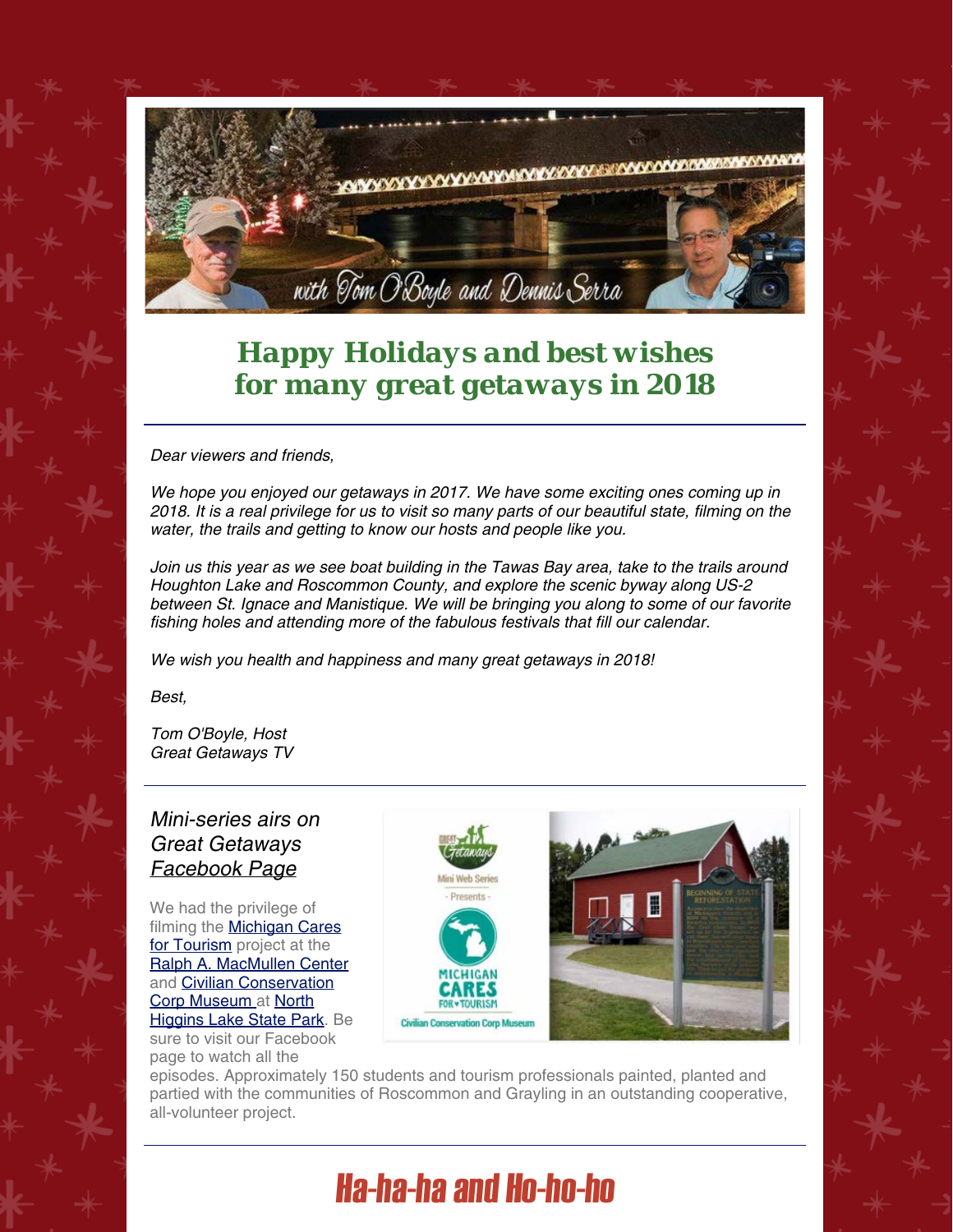with Tom O'Boyle and Dennis Serra

## *Happy Holidays and best wishes for many great getaways in 2018*

---

*Dear viewers and friends,*

*We hope you enjoyed our getaways in 2017. We have some exciting ones coming up in 2018. It is a real privilege for us to visit so many parts of our beautiful state, filming on the water, the trails and getting to know our hosts and people like you.*

*Join us this year as we see boat building in the Tawas Bay area, take to the trails around Houghton Lake and Roscommon County, and explore the scenic byway along US-2 between St. Ignace and Manistique. We will be bringing you along to some of our favorite fishing holes and attending more of the fabulous festivals that fill our calendar.*

*We wish you health and happiness and many great getaways in 2018!*

*Best,*

*Tom O'Boyle, Host*
*Great Getaways TV*

---

### *Mini-series airs on Great Getaways Facebook Page*

We had the privilege of filming the Michigan Cares for Tourism project at the Ralph A. MacMullen Center and Civilian Conservation Corp Museum at North Higgins Lake State Park. Be sure to visit our Facebook page to watch all the episodes. Approximately 150 students and tourism professionals painted, planted and partied with the communities of Roscommon and Grayling in an outstanding cooperative, all-volunteer project.

---

## Ha-ha-ha and Ho-ho-ho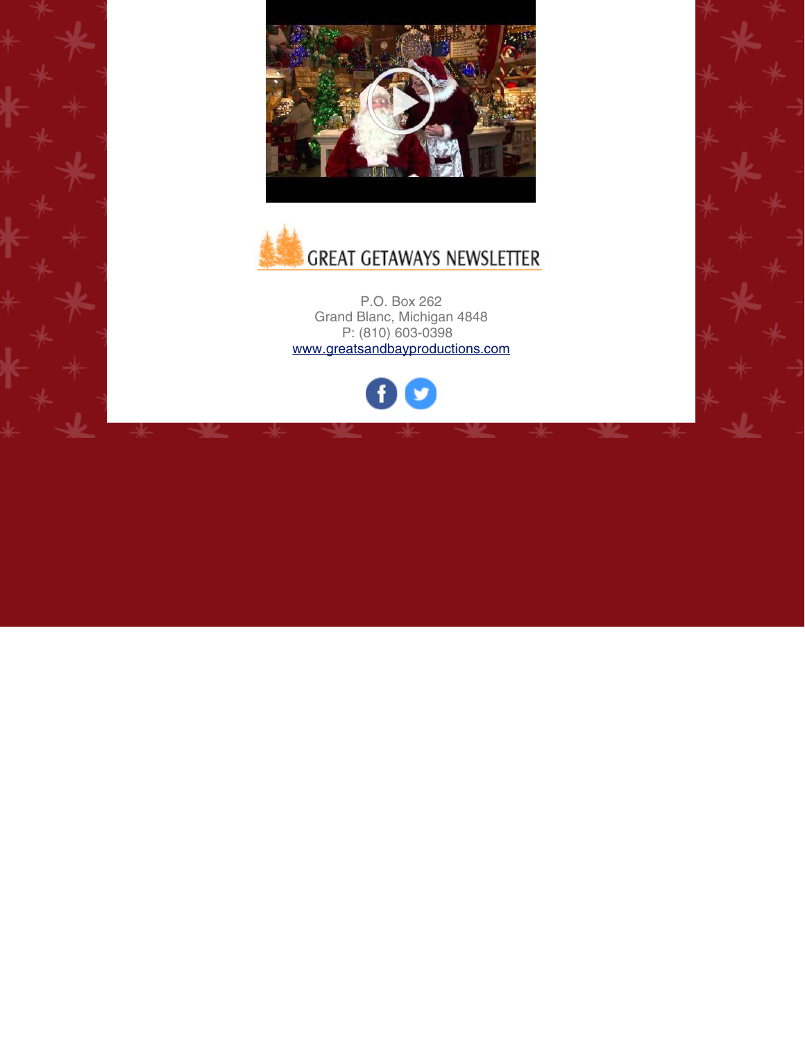GREAT GETAWAYS NEWSLETTER

P.O. Box 262
Grand Blanc, Michigan 4848
P: (810) 603-0398
www.greatsandbayproductions.com